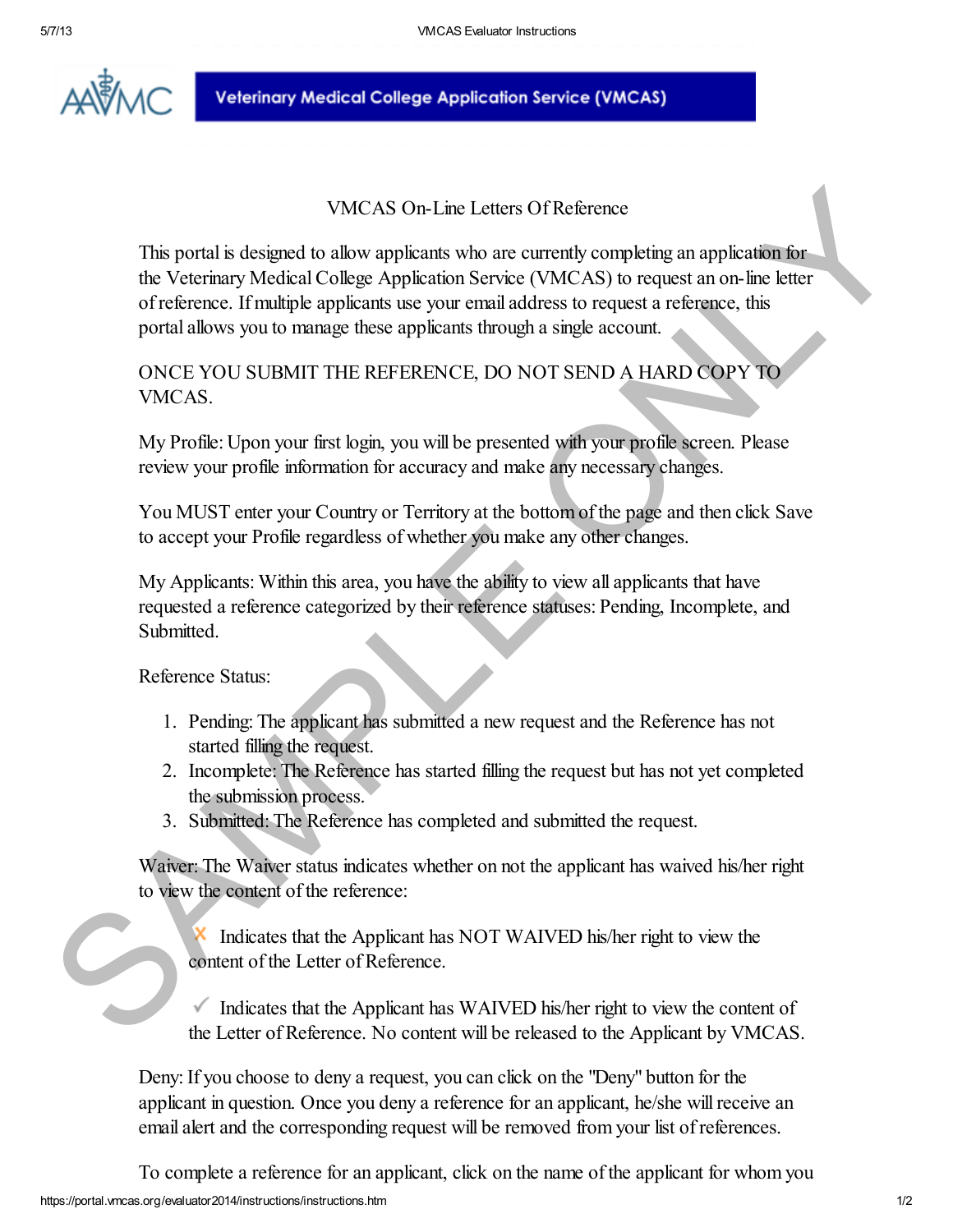Veterinary Medical College Application Service (VMCAS)

# VMCAS On-Line Letters Of Reference

This portal is designed to allow applicants who are currently completing an application for the Veterinary Medical College Application Service (VMCAS) to request an on-line letter of reference. If multiple applicants use your email address to request a reference, this portal allows you to manage these applicants through a single account.

ONCE YOU SUBMIT THE REFERENCE, DO NOT SEND A HARD COPY TO VMCAS.

My Profile: Upon your first login, you will be presented with your profile screen. Please review your profile information for accuracy and make any necessary changes.

You MUST enter your Country or Territory at the bottom of the page and then click Save to accept your Profile regardless of whether you make any other changes.

My Applicants: Within this area, you have the ability to view all applicants that have requested a reference categorized by their reference statuses: Pending, Incomplete, and Submitted.

Reference Status:

1. Pending: The applicant has submitted a new request and the Reference has not started filling the request.
2. Incomplete: The Reference has started filling the request but has not yet completed the submission process.
3. Submitted: The Reference has completed and submitted the request.

Waiver: The Waiver status indicates whether on not the applicant has waived his/her right to view the content of the reference:

> ✗ Indicates that the Applicant has NOT WAIVED his/her right to view the content of the Letter of Reference.
>
> ✓ Indicates that the Applicant has WAIVED his/her right to view the content of the Letter of Reference. No content will be released to the Applicant by VMCAS.

Deny: If you choose to deny a request, you can click on the "Deny" button for the applicant in question. Once you deny a reference for an applicant, he/she will receive an email alert and the corresponding request will be removed from your list of references.

To complete a reference for an applicant, click on the name of the applicant for whom you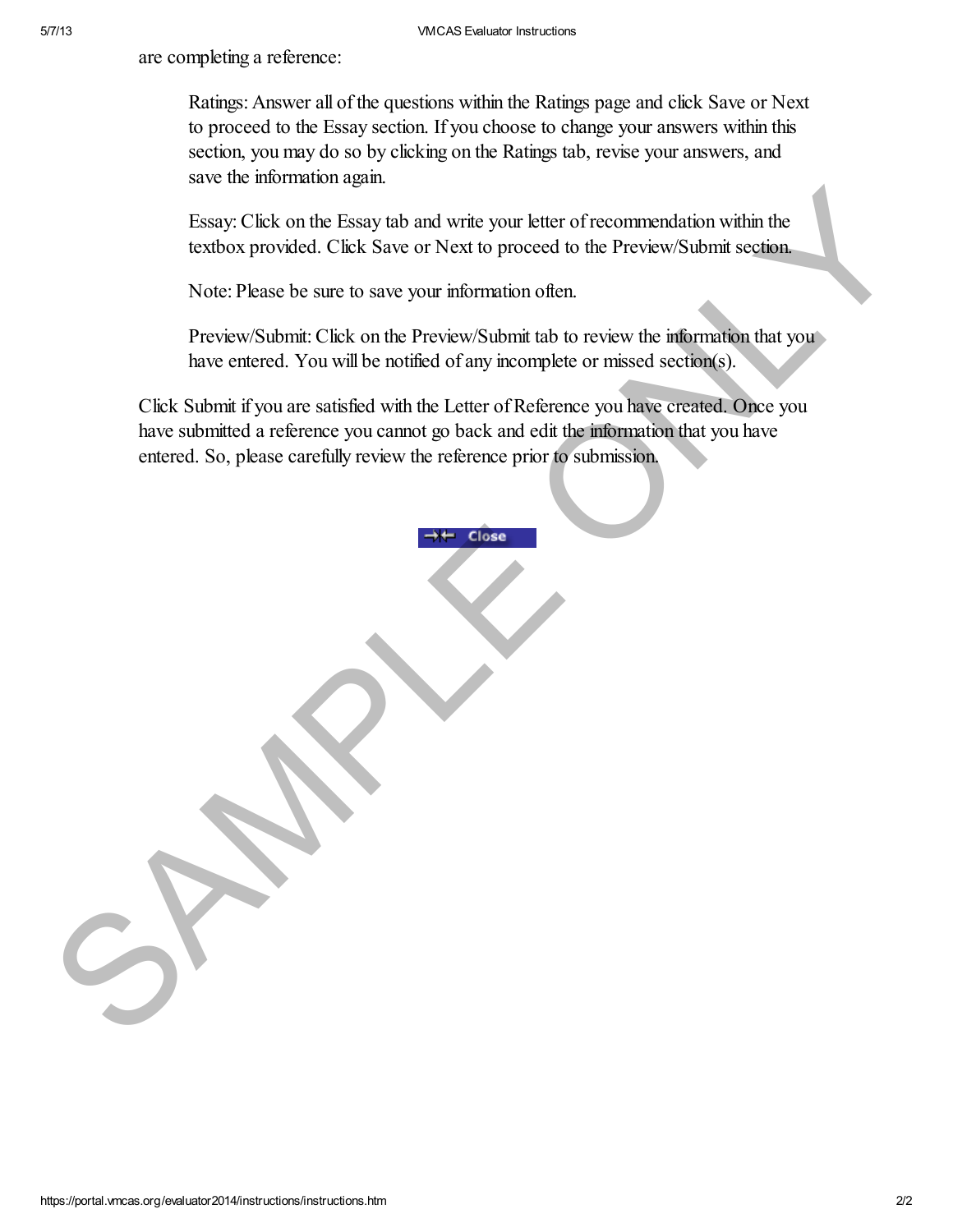are completing a reference:

> Ratings: Answer all of the questions within the Ratings page and click Save or Next to proceed to the Essay section. If you choose to change your answers within this section, you may do so by clicking on the Ratings tab, revise your answers, and save the information again.
>
> Essay: Click on the Essay tab and write your letter of recommendation within the textbox provided. Click Save or Next to proceed to the Preview/Submit section.
>
> Note: Please be sure to save your information often.
>
> Preview/Submit: Click on the Preview/Submit tab to review the information that you have entered. You will be notified of any incomplete or missed section(s).

Click Submit if you are satisfied with the Letter of Reference you have created. Once you have submitted a reference you cannot go back and edit the information that you have entered. So, please carefully review the reference prior to submission.

Close

SAMPLE ONLY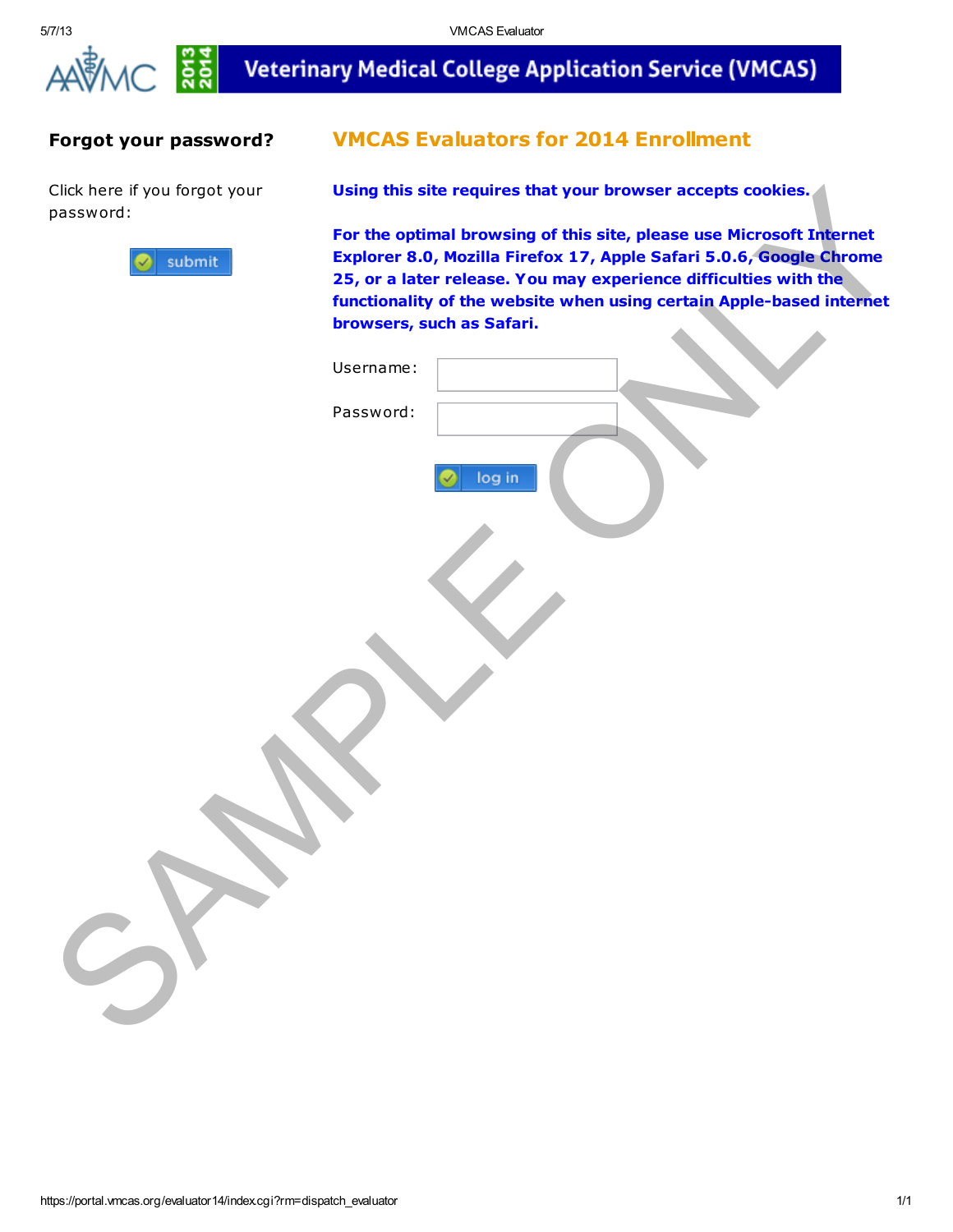Veterinary Medical College Application Service (VMCAS)

## Forgot your password?

Click here if you forgot your password:

submit

## VMCAS Evaluators for 2014 Enrollment

**Using this site requires that your browser accepts cookies.**

**For the optimal browsing of this site, please use Microsoft Internet Explorer 8.0, Mozilla Firefox 17, Apple Safari 5.0.6, Google Chrome 25, or a later release. You may experience difficulties with the functionality of the website when using certain Apple-based internet browsers, such as Safari.**

Username:

Password:

log in

SAMPLE ONLY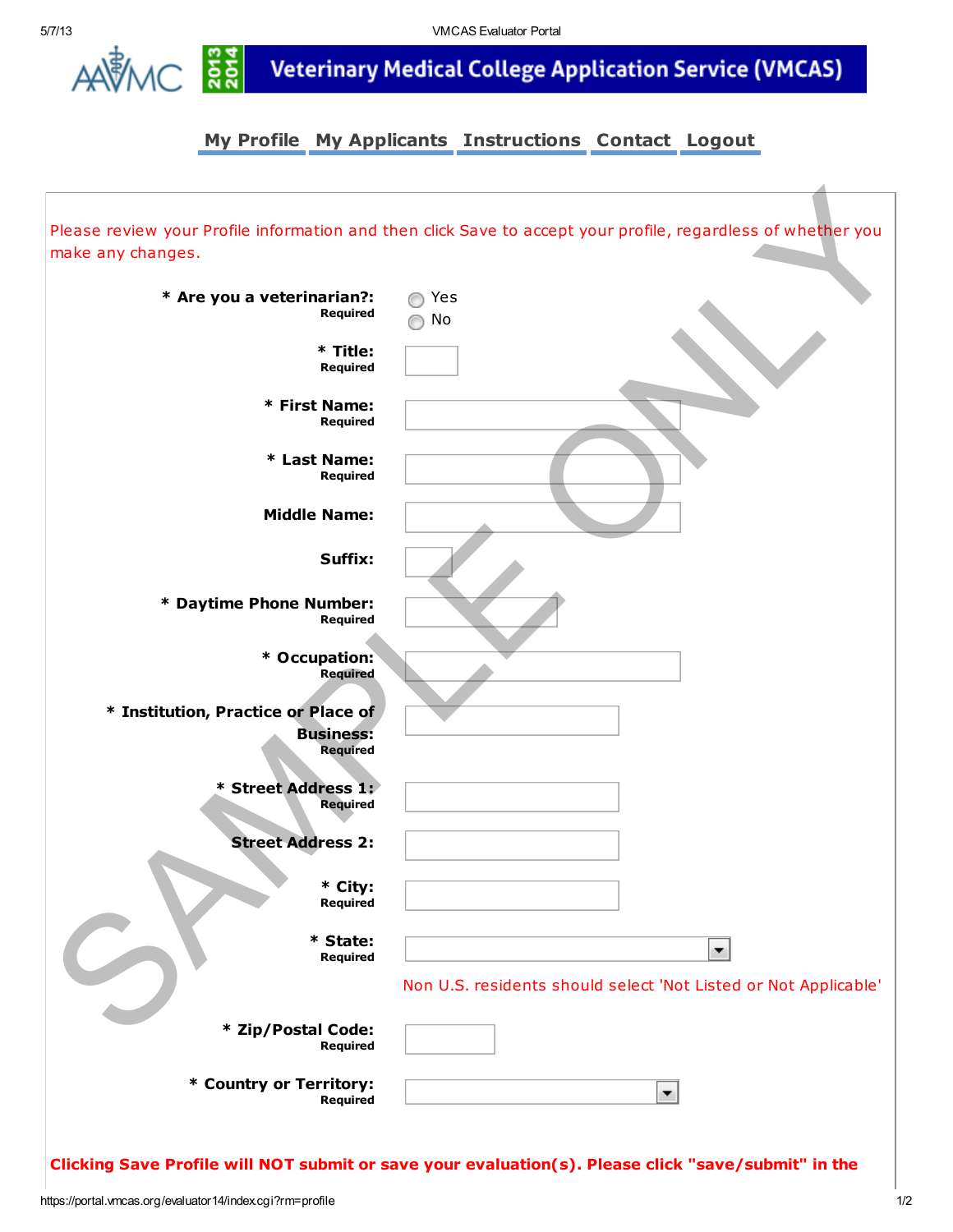# Veterinary Medical College Application Service (VMCAS)

My Profile | My Applicants | Instructions | Contact | Logout

Please review your Profile information and then click Save to accept your profile, regardless of whether you make any changes.

**\* Are you a veterinarian?:** Required
- Yes
- No

**\* Title:** Required

**\* First Name:** Required

**\* Last Name:** Required

**Middle Name:**

**Suffix:**

**\* Daytime Phone Number:** Required

**\* Occupation:** Required

**\* Institution, Practice or Place of Business:** Required

**\* Street Address 1:** Required

**Street Address 2:**

**\* City:** Required

**\* State:** Required

Non U.S. residents should select 'Not Listed or Not Applicable'

**\* Zip/Postal Code:** Required

**\* Country or Territory:** Required

**Clicking Save Profile will NOT submit or save your evaluation(s). Please click "save/submit" in the**

SAMPLE ONLY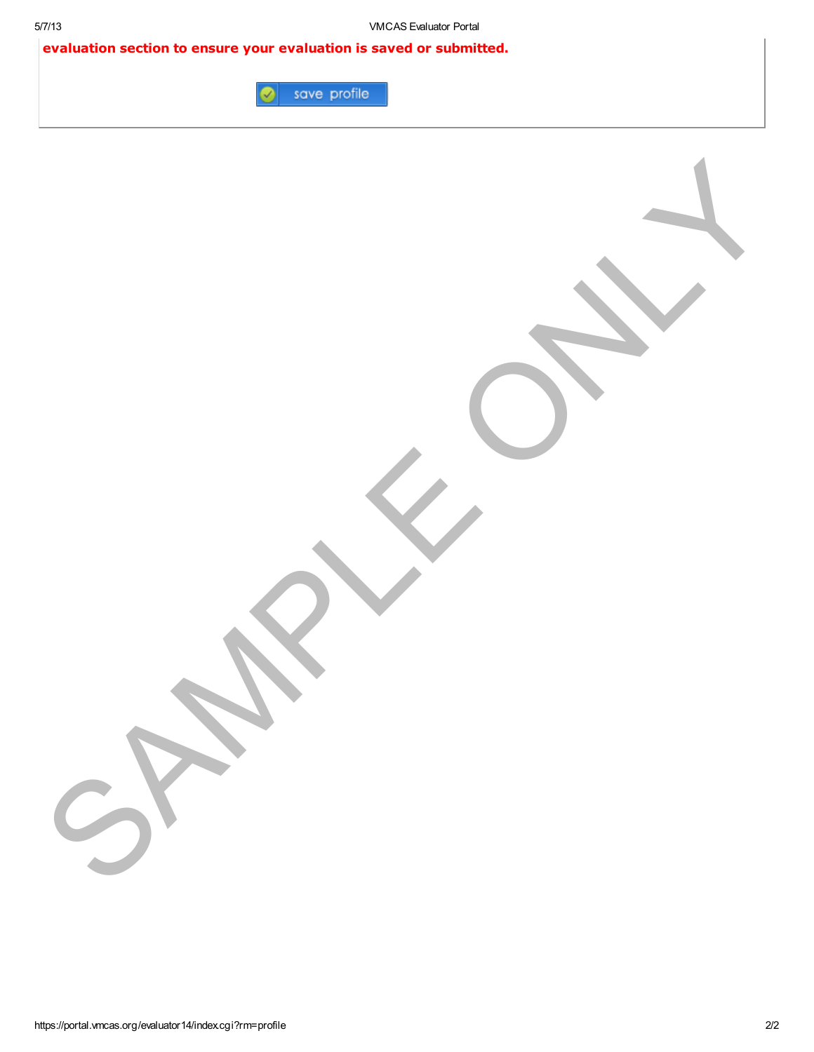**evaluation section to ensure your evaluation is saved or submitted.**

save profile

SAMPLE ONLY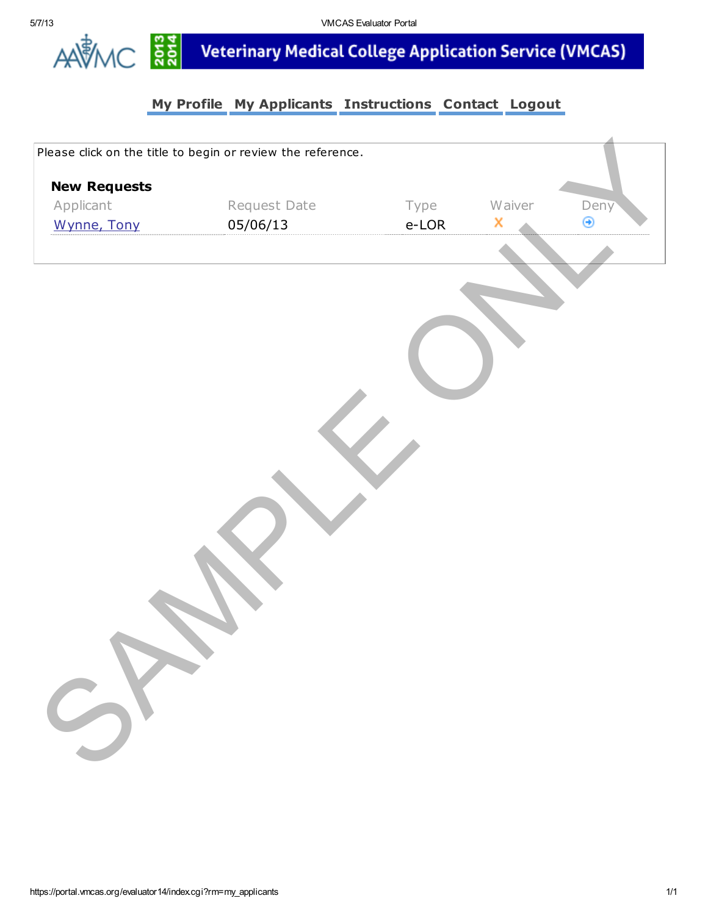# Veterinary Medical College Application Service (VMCAS)

**My Profile** **My Applicants** **Instructions** **Contact** **Logout**

Please click on the title to begin or review the reference.

### New Requests

| Applicant | Request Date | Type | Waiver | Deny |
|---|---|---|---|---|
| Wynne, Tony | 05/06/13 | e-LOR | X | |

SAMPLE ONLY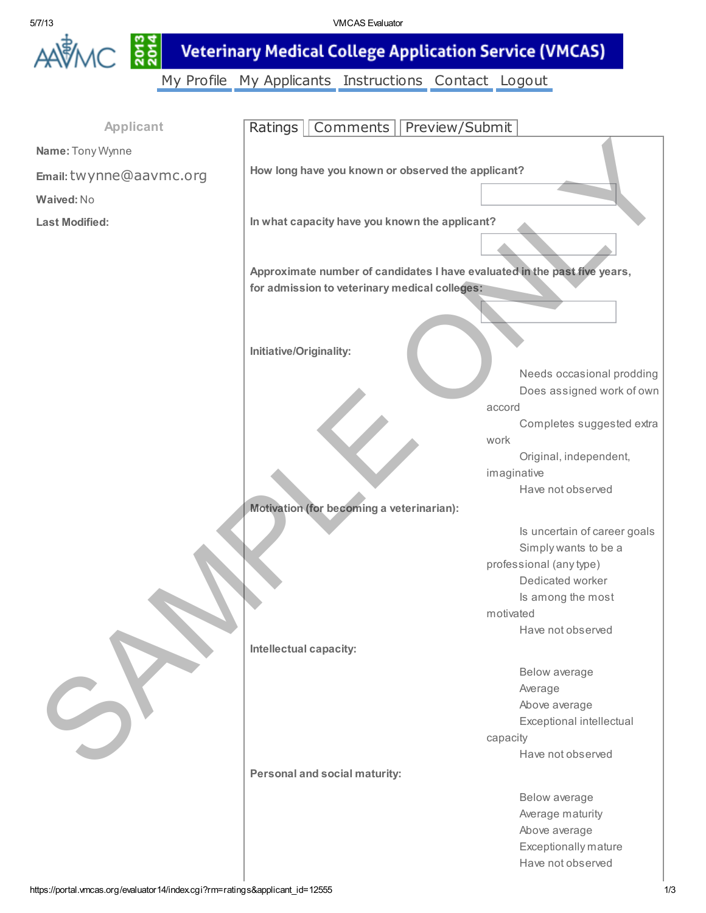# Veterinary Medical College Application Service (VMCAS)

My Profile | My Applicants | Instructions | Contact | Logout

## Applicant

**Name:** Tony Wynne

**Email:** twynne@aavmc.org

**Waived:** No

**Last Modified:**

Ratings | Comments | Preview/Submit

**How long have you known or observed the applicant?**

**In what capacity have you known the applicant?**

**Approximate number of candidates I have evaluated in the past five years, for admission to veterinary medical colleges:**

**Initiative/Originality:**

- Needs occasional prodding
- Does assigned work of own accord
- Completes suggested extra work
- Original, independent, imaginative
- Have not observed

**Motivation (for becoming a veterinarian):**

- Is uncertain of career goals
- Simply wants to be a professional (any type)
- Dedicated worker
- Is among the most motivated
- Have not observed

**Intellectual capacity:**

- Below average
- Average
- Above average
- Exceptional intellectual capacity
- Have not observed

**Personal and social maturity:**

- Below average
- Average maturity
- Above average
- Exceptionally mature
- Have not observed

SAMPLE ONLY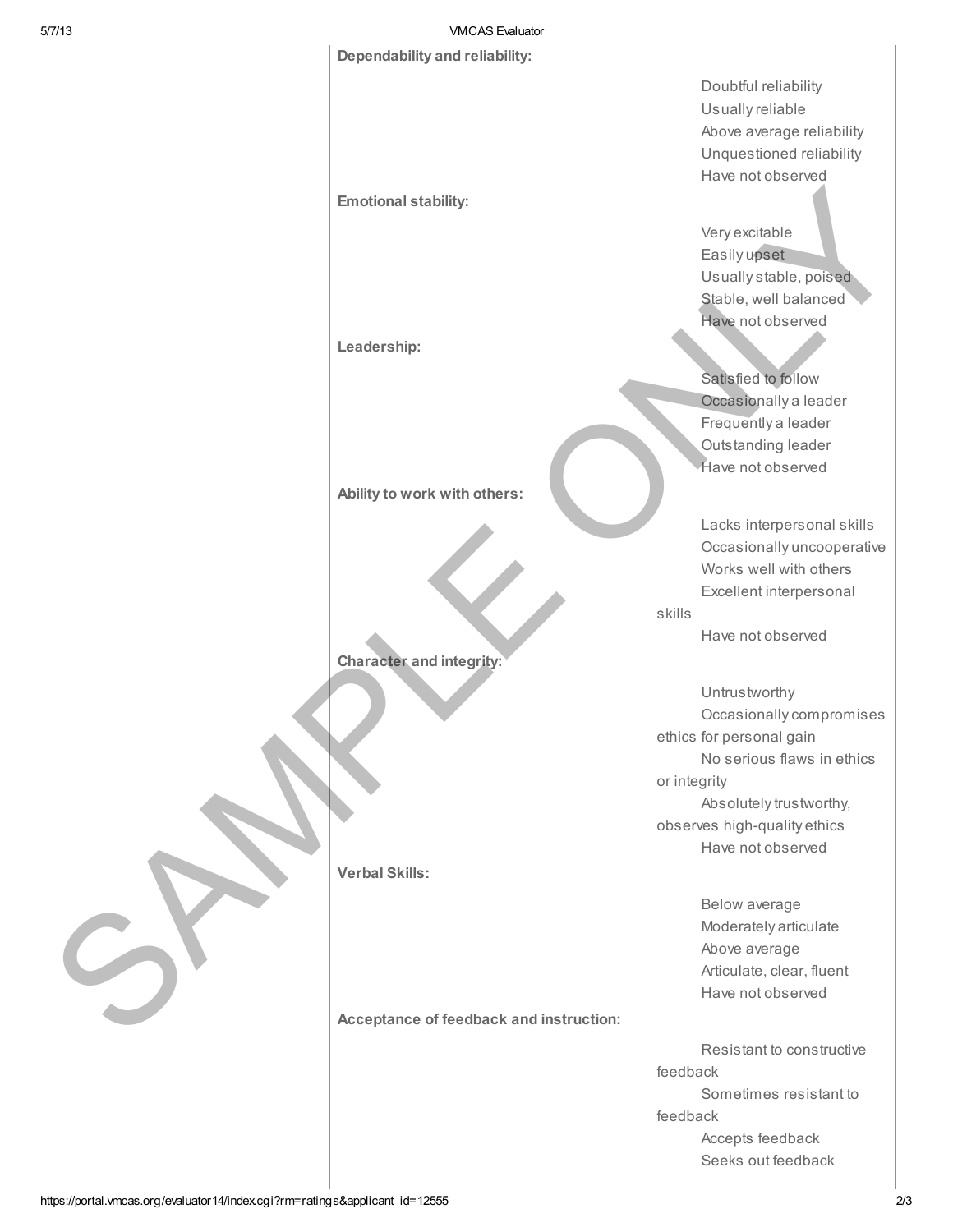**Dependability and reliability:**

- Doubtful reliability
- Usually reliable
- Above average reliability
- Unquestioned reliability
- Have not observed

**Emotional stability:**

- Very excitable
- Easily upset
- Usually stable, poised
- Stable, well balanced
- Have not observed

**Leadership:**

- Satisfied to follow
- Occasionally a leader
- Frequently a leader
- Outstanding leader
- Have not observed

**Ability to work with others:**

- Lacks interpersonal skills
- Occasionally uncooperative
- Works well with others
- Excellent interpersonal skills
- Have not observed

**Character and integrity:**

- Untrustworthy
- Occasionally compromises ethics for personal gain
- No serious flaws in ethics or integrity
- Absolutely trustworthy, observes high-quality ethics
- Have not observed

**Verbal Skills:**

- Below average
- Moderately articulate
- Above average
- Articulate, clear, fluent
- Have not observed

**Acceptance of feedback and instruction:**

- Resistant to constructive feedback
- Sometimes resistant to feedback
- Accepts feedback
- Seeks out feedback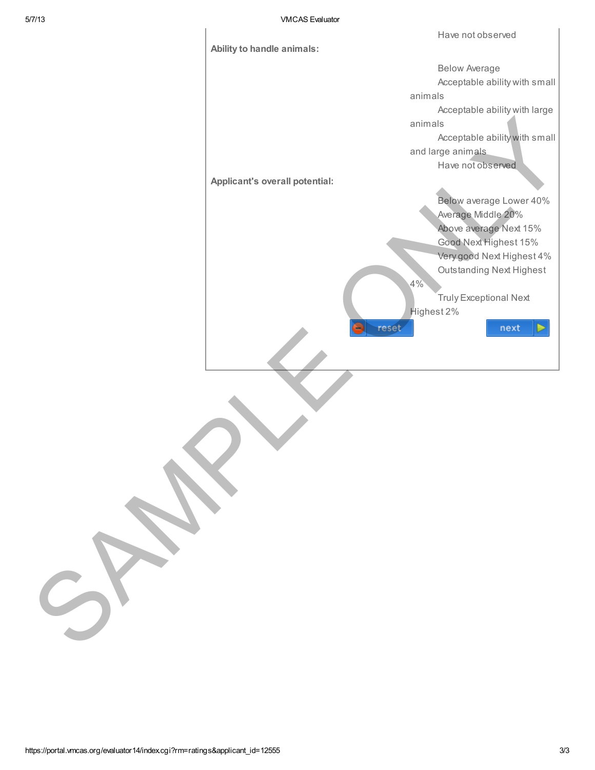Have not observed

**Ability to handle animals:**

- Below Average
- Acceptable ability with small animals
- Acceptable ability with large animals
- Acceptable ability with small and large animals
- Have not observed

**Applicant's overall potential:**

- Below average Lower 40%
- Average Middle 20%
- Above average Next 15%
- Good Next Highest 15%
- Very good Next Highest 4%
- Outstanding Next Highest 4%
- Truly Exceptional Next Highest 2%

reset next

SAMPLE ONLY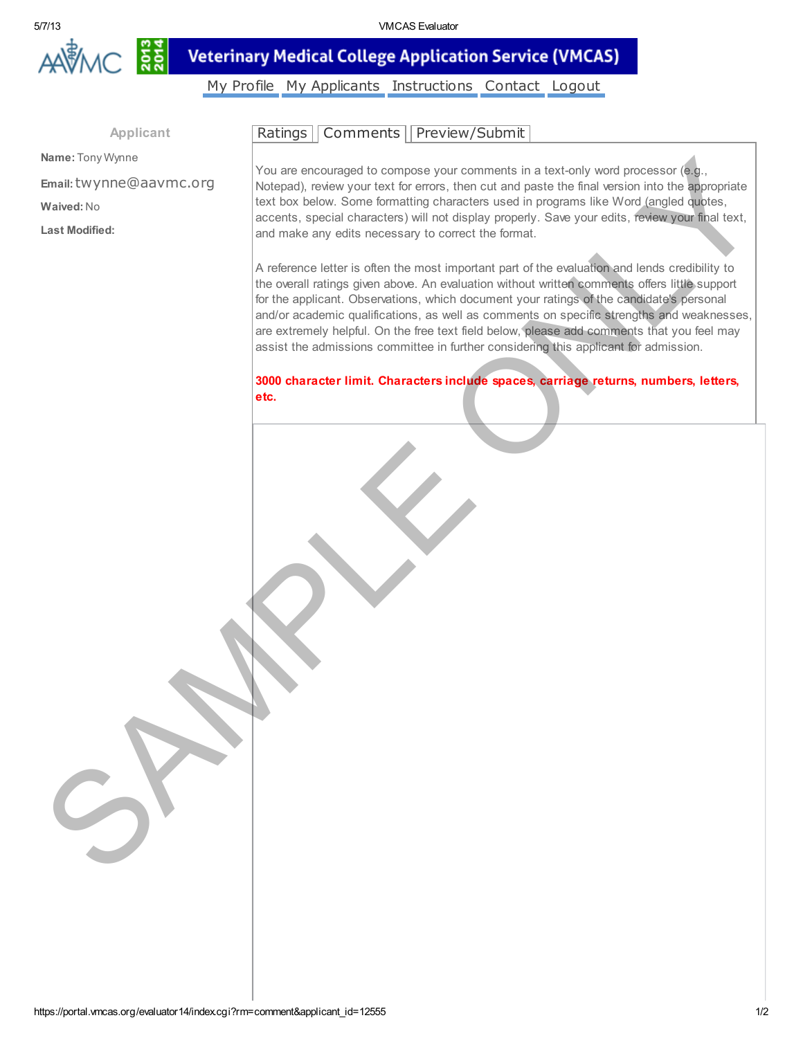Veterinary Medical College Application Service (VMCAS)

My Profile | My Applicants | Instructions | Contact | Logout

**Applicant**

**Name:** Tony Wynne

**Email:** twynne@aavmc.org

**Waived:** No

**Last Modified:**

Ratings | Comments | Preview/Submit

You are encouraged to compose your comments in a text-only word processor (e.g., Notepad), review your text for errors, then cut and paste the final version into the appropriate text box below. Some formatting characters used in programs like Word (angled quotes, accents, special characters) will not display properly. Save your edits, review your final text, and make any edits necessary to correct the format.

A reference letter is often the most important part of the evaluation and lends credibility to the overall ratings given above. An evaluation without written comments offers little support for the applicant. Observations, which document your ratings of the candidate's personal and/or academic qualifications, as well as comments on specific strengths and weaknesses, are extremely helpful. On the free text field below, please add comments that you feel may assist the admissions committee in further considering this applicant for admission.

**3000 character limit. Characters include spaces, carriage returns, numbers, letters, etc.**

SAMPLE ONLY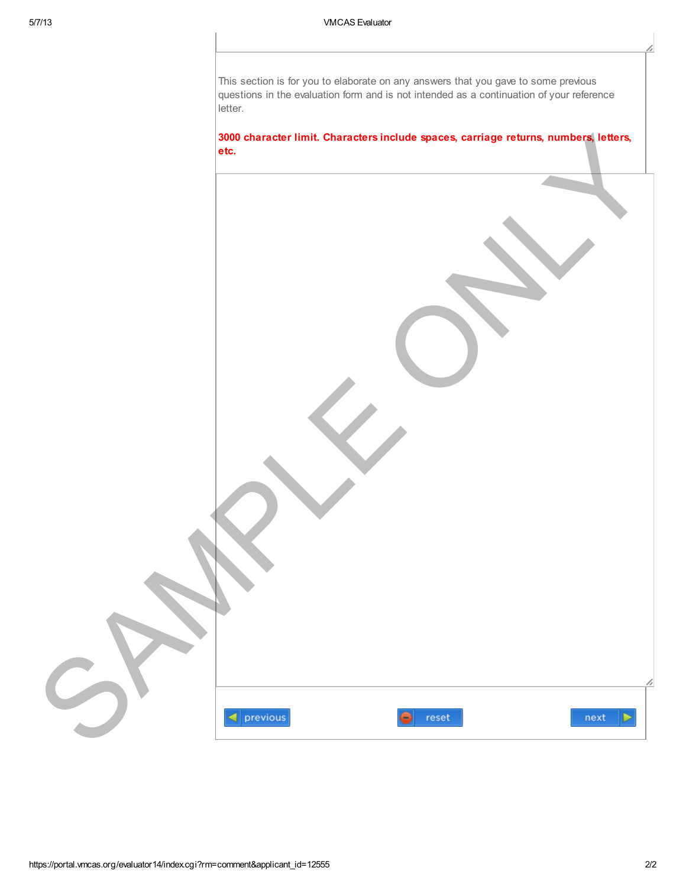This section is for you to elaborate on any answers that you gave to some previous questions in the evaluation form and is not intended as a continuation of your reference letter.

**3000 character limit. Characters include spaces, carriage returns, numbers, letters, etc.**

previous | reset | next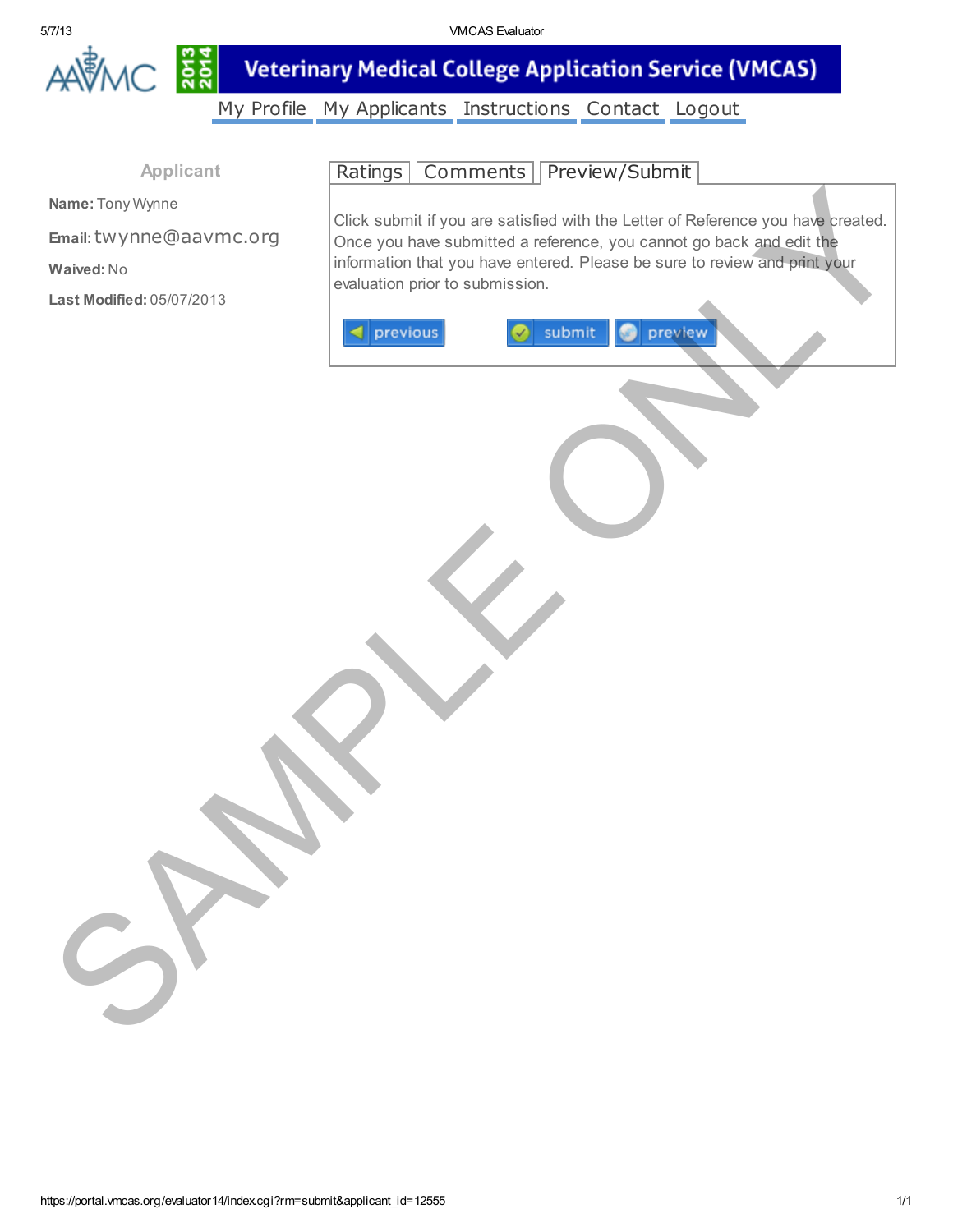# Veterinary Medical College Application Service (VMCAS)

2013 2014

My Profile | My Applicants | Instructions | Contact | Logout

### Applicant

**Name:** Tony Wynne

**Email:** twynne@aavmc.org

**Waived:** No

**Last Modified:** 05/07/2013

Ratings | Comments | Preview/Submit

Click submit if you are satisfied with the Letter of Reference you have created. Once you have submitted a reference, you cannot go back and edit the information that you have entered. Please be sure to review and print your evaluation prior to submission.

previous | submit | preview

SAMPLE ONLY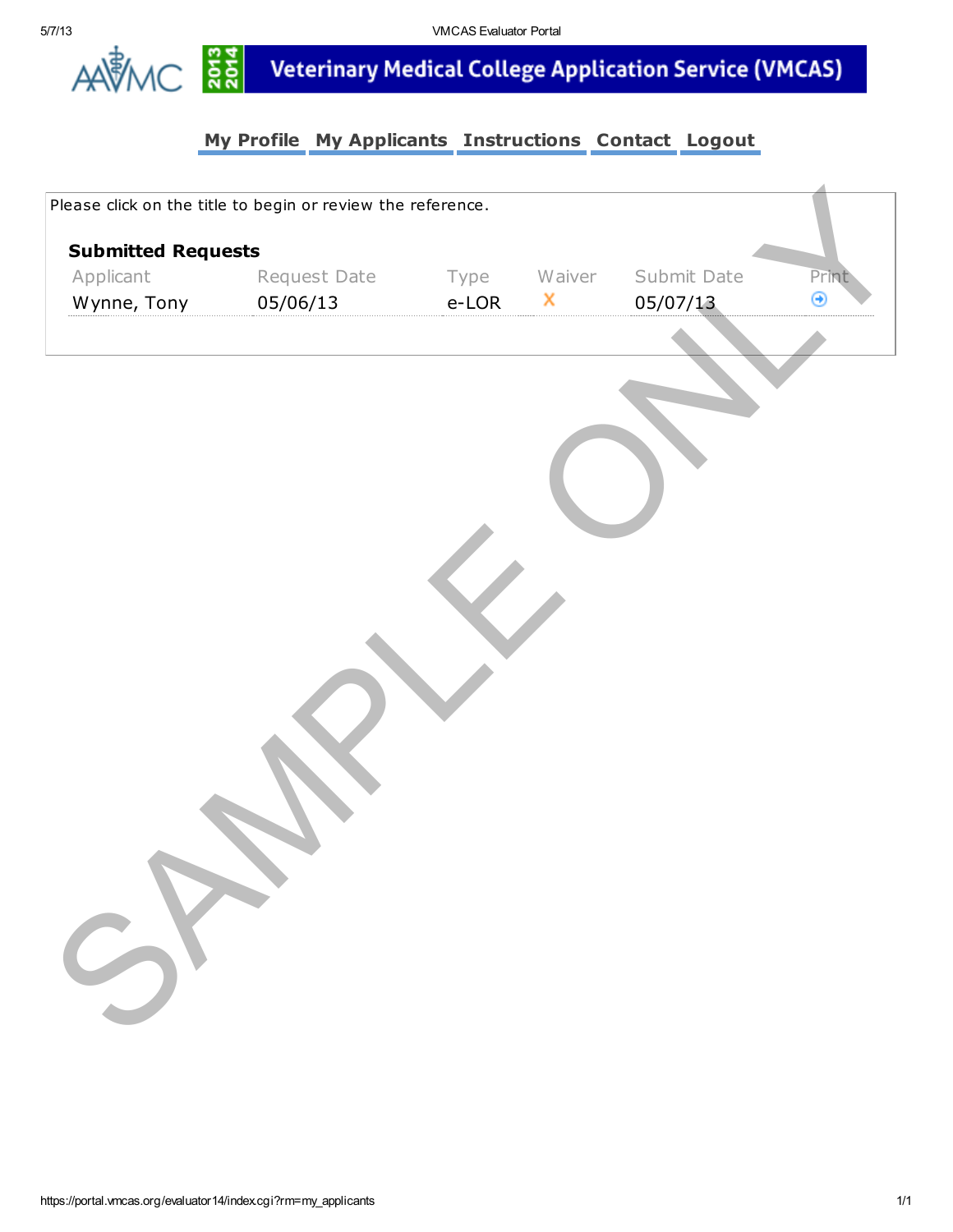Veterinary Medical College Application Service (VMCAS)

My Profile | My Applicants | Instructions | Contact | Logout

Please click on the title to begin or review the reference.

**Submitted Requests**

| Applicant | Request Date | Type | Waiver | Submit Date | Print |
|---|---|---|---|---|---|
| Wynne, Tony | 05/06/13 | e-LOR | X | 05/07/13 | |

SAMPLE ONLY